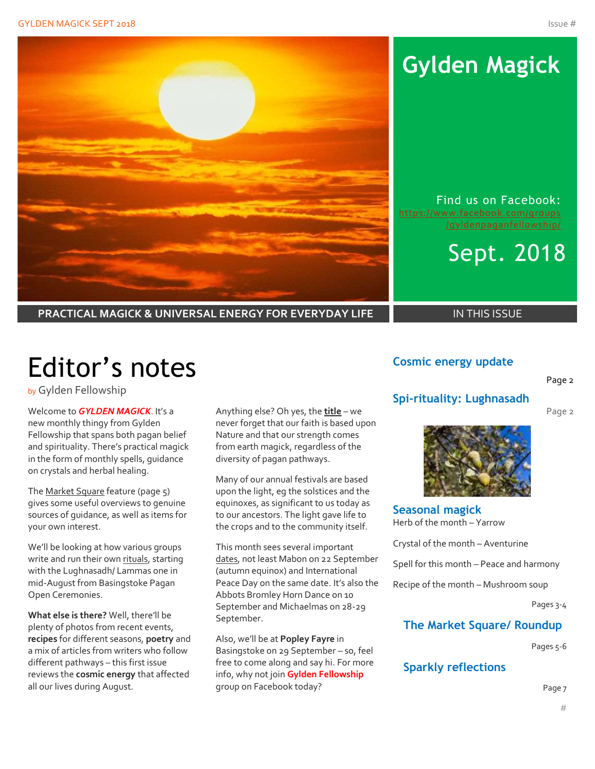# Gylden Magick

Find us on Facebook: https://www.facebook.com/groups/gyldenpaganfellowship/

Sept. 2018

**PRACTICAL MAGICK & UNIVERSAL ENERGY FOR EVERYDAY LIFE**

# Editor's notes

by Gylden Fellowship

Welcome to ***GYLDEN MAGICK***. It's a new monthly thingy from Gylden Fellowship that spans both pagan belief and spirituality. There's practical magick in the form of monthly spells, guidance on crystals and herbal healing.

The Market Square feature (page 5) gives some useful overviews to genuine sources of guidance, as well as items for your own interest.

We'll be looking at how various groups write and run their own rituals, starting with the Lughnasadh/ Lammas one in mid-August from Basingstoke Pagan Open Ceremonies.

**What else is there?** Well, there'll be plenty of photos from recent events, **recipes** for different seasons, **poetry** and a mix of articles from writers who follow different pathways – this first issue reviews the **cosmic energy** that affected all our lives during August.

Anything else? Oh yes, the **title** – we never forget that our faith is based upon Nature and that our strength comes from earth magick, regardless of the diversity of pagan pathways.

Many of our annual festivals are based upon the light, eg the solstices and the equinoxes, as significant to us today as to our ancestors. The light gave life to the crops and to the community itself.

This month sees several important dates, not least Mabon on 22 September (autumn equinox) and International Peace Day on the same date. It's also the Abbots Bromley Horn Dance on 10 September and Michaelmas on 28-29 September.

Also, we'll be at **Popley Fayre** in Basingstoke on 29 September – so, feel free to come along and say hi. For more info, why not join **Gylden Fellowship** group on Facebook today?

## IN THIS ISSUE

**Cosmic energy update** — Page 2

**Spi-rituality: Lughnasadh** — Page 2

**Seasonal magick**
Herb of the month – Yarrow
Crystal of the month – Aventurine
Spell for this month – Peace and harmony
Recipe of the month – Mushroom soup
Pages 3-4

**The Market Square/ Roundup** — Pages 5-6

**Sparkly reflections** — Page 7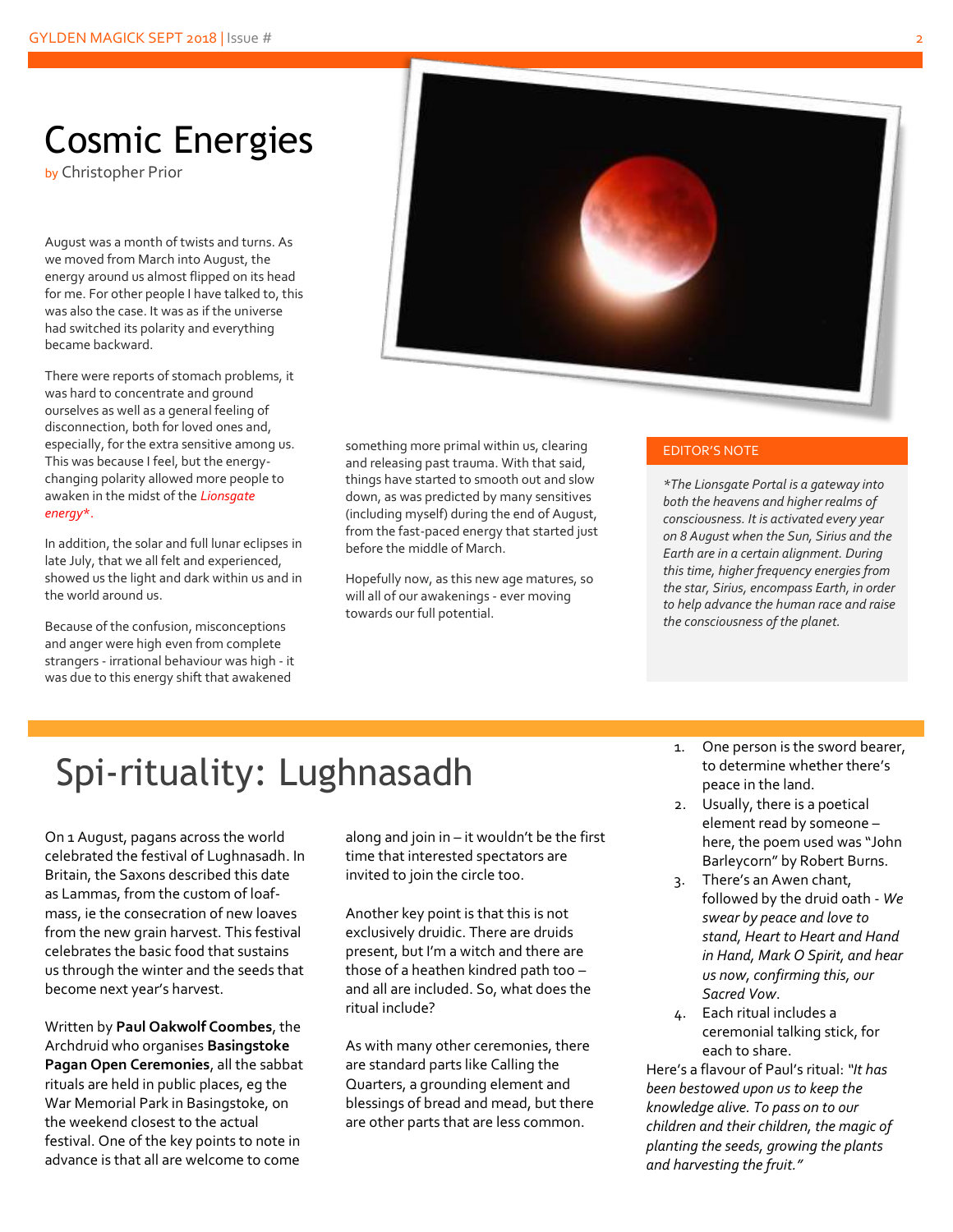# Cosmic Energies

by Christopher Prior

August was a month of twists and turns. As we moved from March into August, the energy around us almost flipped on its head for me. For other people I have talked to, this was also the case. It was as if the universe had switched its polarity and everything became backward.

There were reports of stomach problems, it was hard to concentrate and ground ourselves as well as a general feeling of disconnection, both for loved ones and, especially, for the extra sensitive among us. This was because I feel, but the energy-changing polarity allowed more people to awaken in the midst of the Lionsgate energy*.

In addition, the solar and full lunar eclipses in late July, that we all felt and experienced, showed us the light and dark within us and in the world around us.

Because of the confusion, misconceptions and anger were high even from complete strangers - irrational behaviour was high - it was due to this energy shift that awakened something more primal within us, clearing and releasing past trauma. With that said, things have started to smooth out and slow down, as was predicted by many sensitives (including myself) during the end of August, from the fast-paced energy that started just before the middle of March.

Hopefully now, as this new age matures, so will all of our awakenings - ever moving towards our full potential.

**EDITOR'S NOTE**

*\*The Lionsgate Portal is a gateway into both the heavens and higher realms of consciousness. It is activated every year on 8 August when the Sun, Sirius and the Earth are in a certain alignment. During this time, higher frequency energies from the star, Sirius, encompass Earth, in order to help advance the human race and raise the consciousness of the planet.*

# Spi-rituality: Lughnasadh

On 1 August, pagans across the world celebrated the festival of Lughnasadh. In Britain, the Saxons described this date as Lammas, from the custom of loaf-mass, ie the consecration of new loaves from the new grain harvest. This festival celebrates the basic food that sustains us through the winter and the seeds that become next year's harvest.

Written by **Paul Oakwolf Coombes**, the Archdruid who organises **Basingstoke Pagan Open Ceremonies**, all the sabbat rituals are held in public places, eg the War Memorial Park in Basingstoke, on the weekend closest to the actual festival. One of the key points to note in advance is that all are welcome to come along and join in – it wouldn't be the first time that interested spectators are invited to join the circle too.

Another key point is that this is not exclusively druidic. There are druids present, but I'm a witch and there are those of a heathen kindred path too – and all are included. So, what does the ritual include?

As with many other ceremonies, there are standard parts like Calling the Quarters, a grounding element and blessings of bread and mead, but there are other parts that are less common.

1. One person is the sword bearer, to determine whether there's peace in the land.
2. Usually, there is a poetical element read by someone – here, the poem used was "John Barleycorn" by Robert Burns.
3. There's an Awen chant, followed by the druid oath - *We swear by peace and love to stand, Heart to Heart and Hand in Hand, Mark O Spirit, and hear us now, confirming this, our Sacred Vow*.
4. Each ritual includes a ceremonial talking stick, for each to share.

Here's a flavour of Paul's ritual: *"It has been bestowed upon us to keep the knowledge alive. To pass on to our children and their children, the magic of planting the seeds, growing the plants and harvesting the fruit."*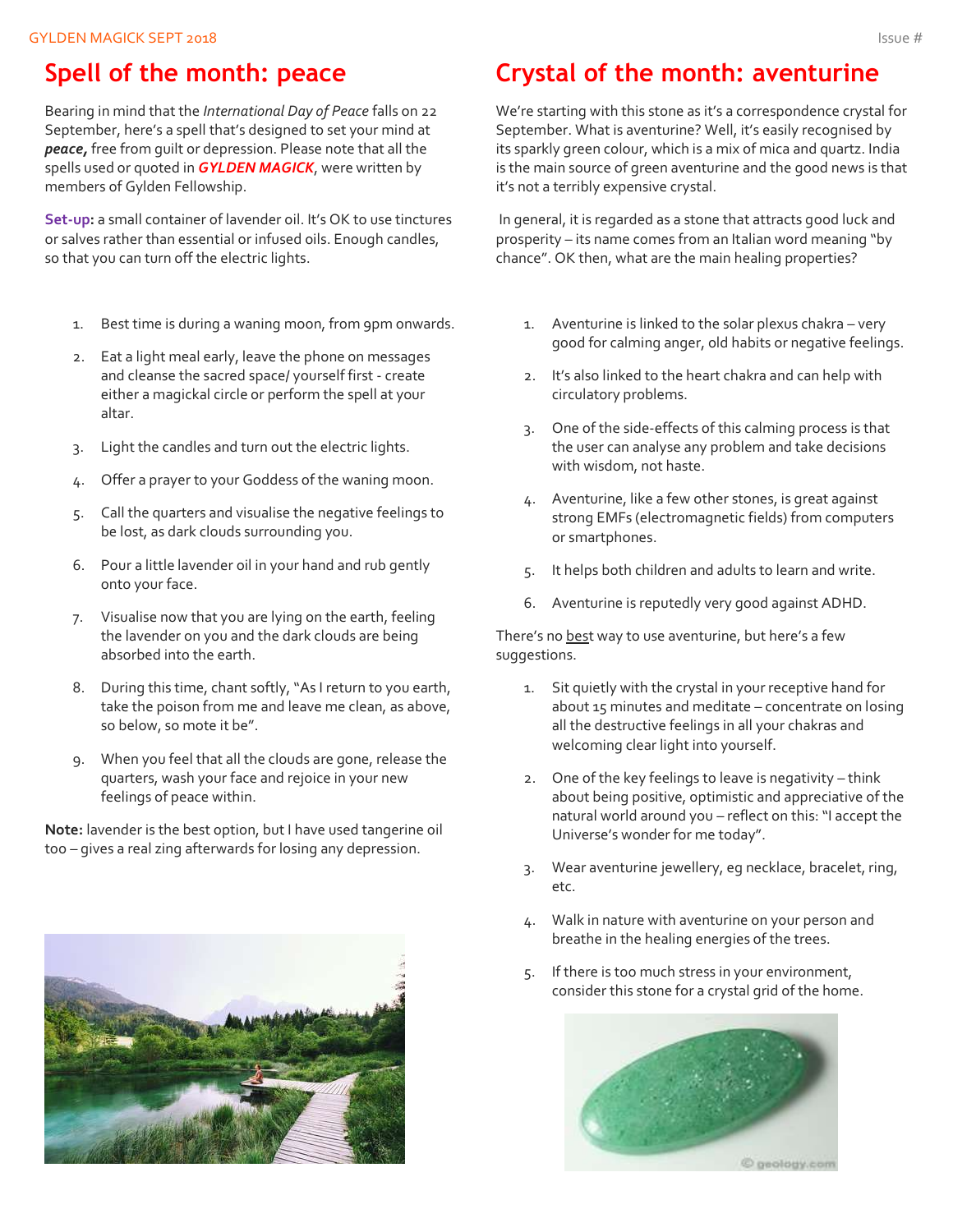## Spell of the month: peace

Bearing in mind that the *International Day of Peace* falls on 22 September, here's a spell that's designed to set your mind at ***peace***, free from guilt or depression. Please note that all the spells used or quoted in ***GYLDEN MAGICK***, were written by members of Gylden Fellowship.

**Set-up:** a small container of lavender oil. It's OK to use tinctures or salves rather than essential or infused oils. Enough candles, so that you can turn off the electric lights.

1. Best time is during a waning moon, from 9pm onwards.
2. Eat a light meal early, leave the phone on messages and cleanse the sacred space/ yourself first - create either a magickal circle or perform the spell at your altar.
3. Light the candles and turn out the electric lights.
4. Offer a prayer to your Goddess of the waning moon.
5. Call the quarters and visualise the negative feelings to be lost, as dark clouds surrounding you.
6. Pour a little lavender oil in your hand and rub gently onto your face.
7. Visualise now that you are lying on the earth, feeling the lavender on you and the dark clouds are being absorbed into the earth.
8. During this time, chant softly, "As I return to you earth, take the poison from me and leave me clean, as above, so below, so mote it be".
9. When you feel that all the clouds are gone, release the quarters, wash your face and rejoice in your new feelings of peace within.

**Note:** lavender is the best option, but I have used tangerine oil too – gives a real zing afterwards for losing any depression.

## Crystal of the month: aventurine

We're starting with this stone as it's a correspondence crystal for September. What is aventurine? Well, it's easily recognised by its sparkly green colour, which is a mix of mica and quartz. India is the main source of green aventurine and the good news is that it's not a terribly expensive crystal.

In general, it is regarded as a stone that attracts good luck and prosperity – its name comes from an Italian word meaning "by chance". OK then, what are the main healing properties?

1. Aventurine is linked to the solar plexus chakra – very good for calming anger, old habits or negative feelings.
2. It's also linked to the heart chakra and can help with circulatory problems.
3. One of the side-effects of this calming process is that the user can analyse any problem and take decisions with wisdom, not haste.
4. Aventurine, like a few other stones, is great against strong EMFs (electromagnetic fields) from computers or smartphones.
5. It helps both children and adults to learn and write.
6. Aventurine is reputedly very good against ADHD.

There's no <u>best</u> way to use aventurine, but here's a few suggestions.

1. Sit quietly with the crystal in your receptive hand for about 15 minutes and meditate – concentrate on losing all the destructive feelings in all your chakras and welcoming clear light into yourself.
2. One of the key feelings to leave is negativity – think about being positive, optimistic and appreciative of the natural world around you – reflect on this: "I accept the Universe's wonder for me today".
3. Wear aventurine jewellery, eg necklace, bracelet, ring, etc.
4. Walk in nature with aventurine on your person and breathe in the healing energies of the trees.
5. If there is too much stress in your environment, consider this stone for a crystal grid of the home.

© geology.com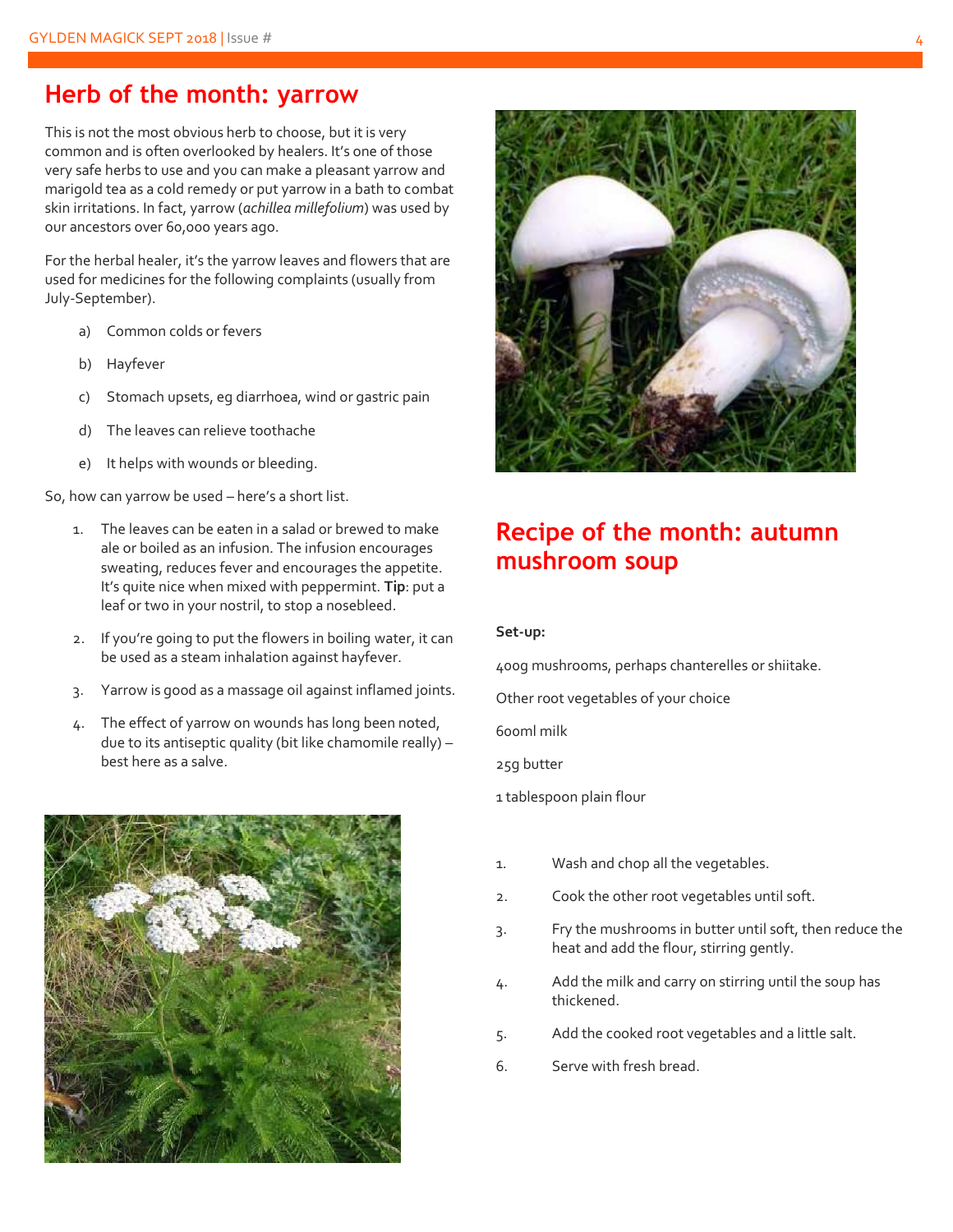## Herb of the month: yarrow

This is not the most obvious herb to choose, but it is very common and is often overlooked by healers. It's one of those very safe herbs to use and you can make a pleasant yarrow and marigold tea as a cold remedy or put yarrow in a bath to combat skin irritations. In fact, yarrow (*achillea millefolium*) was used by our ancestors over 60,000 years ago.

For the herbal healer, it's the yarrow leaves and flowers that are used for medicines for the following complaints (usually from July-September).

a) Common colds or fevers

b) Hayfever

c) Stomach upsets, eg diarrhoea, wind or gastric pain

d) The leaves can relieve toothache

e) It helps with wounds or bleeding.

So, how can yarrow be used – here's a short list.

1. The leaves can be eaten in a salad or brewed to make ale or boiled as an infusion. The infusion encourages sweating, reduces fever and encourages the appetite. It's quite nice when mixed with peppermint. **Tip**: put a leaf or two in your nostril, to stop a nosebleed.
2. If you're going to put the flowers in boiling water, it can be used as a steam inhalation against hayfever.
3. Yarrow is good as a massage oil against inflamed joints.
4. The effect of yarrow on wounds has long been noted, due to its antiseptic quality (bit like chamomile really) – best here as a salve.

## Recipe of the month: autumn mushroom soup

**Set-up:**

400g mushrooms, perhaps chanterelles or shiitake.

Other root vegetables of your choice

600ml milk

25g butter

1 tablespoon plain flour

1. Wash and chop all the vegetables.
2. Cook the other root vegetables until soft.
3. Fry the mushrooms in butter until soft, then reduce the heat and add the flour, stirring gently.
4. Add the milk and carry on stirring until the soup has thickened.
5. Add the cooked root vegetables and a little salt.
6. Serve with fresh bread.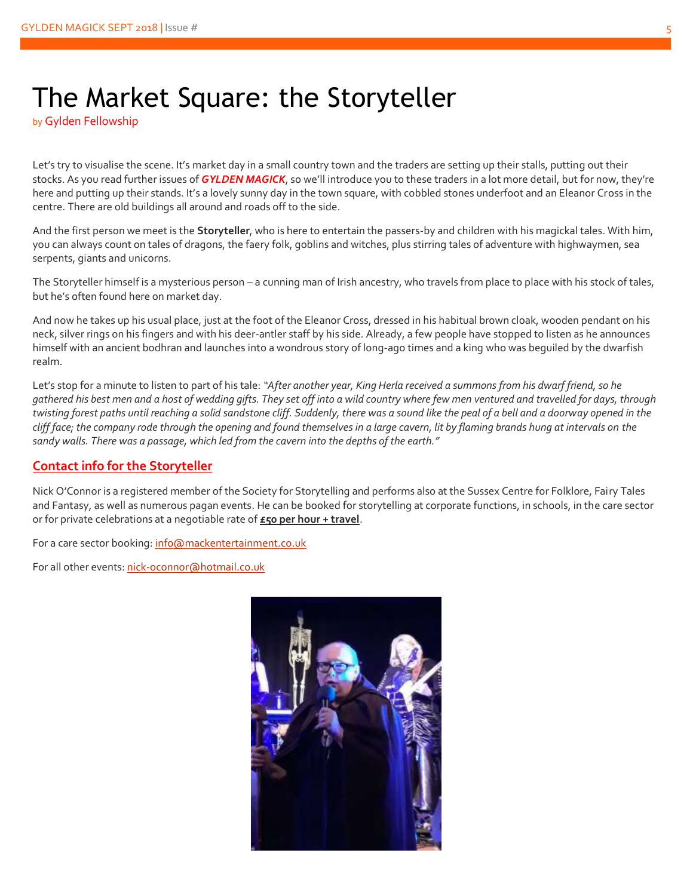# The Market Square: the Storyteller

by Gylden Fellowship

Let's try to visualise the scene. It's market day in a small country town and the traders are setting up their stalls, putting out their stocks. As you read further issues of ***GYLDEN MAGICK***, so we'll introduce you to these traders in a lot more detail, but for now, they're here and putting up their stands. It's a lovely sunny day in the town square, with cobbled stones underfoot and an Eleanor Cross in the centre. There are old buildings all around and roads off to the side.

And the first person we meet is the **Storyteller**, who is here to entertain the passers-by and children with his magickal tales. With him, you can always count on tales of dragons, the faery folk, goblins and witches, plus stirring tales of adventure with highwaymen, sea serpents, giants and unicorns.

The Storyteller himself is a mysterious person – a cunning man of Irish ancestry, who travels from place to place with his stock of tales, but he's often found here on market day.

And now he takes up his usual place, just at the foot of the Eleanor Cross, dressed in his habitual brown cloak, wooden pendant on his neck, silver rings on his fingers and with his deer-antler staff by his side. Already, a few people have stopped to listen as he announces himself with an ancient bodhran and launches into a wondrous story of long-ago times and a king who was beguiled by the dwarfish realm.

Let's stop for a minute to listen to part of his tale: *"After another year, King Herla received a summons from his dwarf friend, so he gathered his best men and a host of wedding gifts. They set off into a wild country where few men ventured and travelled for days, through twisting forest paths until reaching a solid sandstone cliff. Suddenly, there was a sound like the peal of a bell and a doorway opened in the cliff face; the company rode through the opening and found themselves in a large cavern, lit by flaming brands hung at intervals on the sandy walls. There was a passage, which led from the cavern into the depths of the earth."*

## Contact info for the Storyteller

Nick O'Connor is a registered member of the Society for Storytelling and performs also at the Sussex Centre for Folklore, Fairy Tales and Fantasy, as well as numerous pagan events. He can be booked for storytelling at corporate functions, in schools, in the care sector or for private celebrations at a negotiable rate of **£50 per hour + travel**.

For a care sector booking: info@mackentertainment.co.uk

For all other events: nick-oconnor@hotmail.co.uk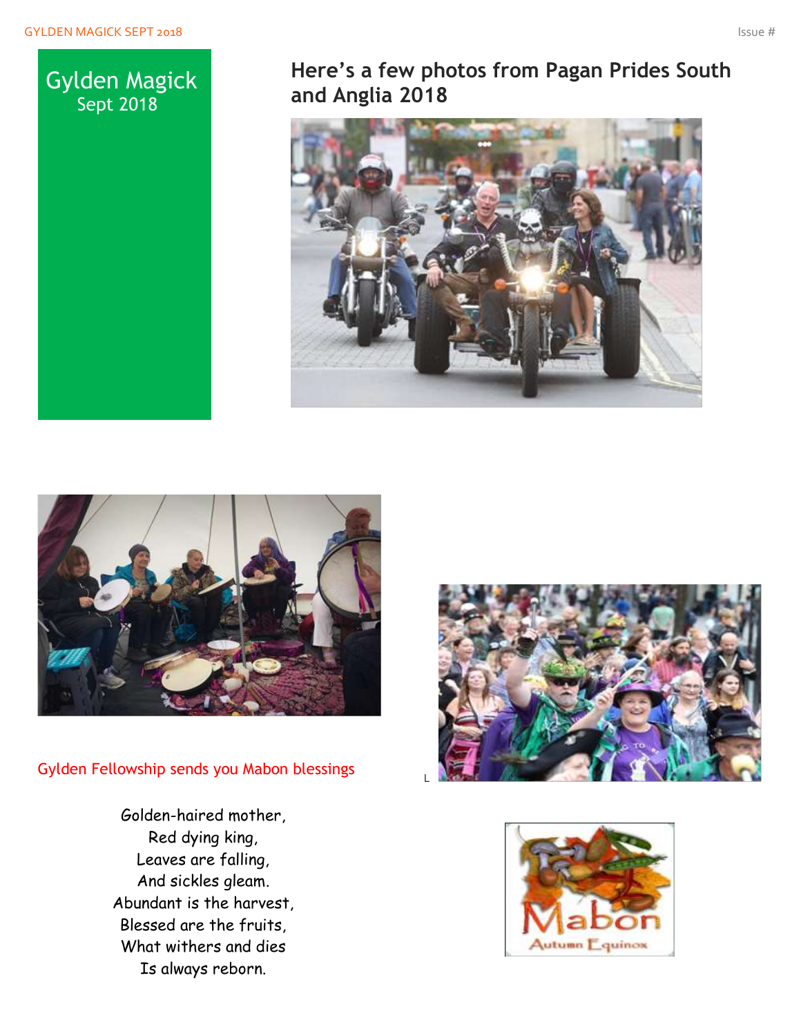Gylden Magick
Sept 2018

## Here's a few photos from Pagan Prides South and Anglia 2018

Gylden Fellowship sends you Mabon blessings

Golden-haired mother,
Red dying king,
Leaves are falling,
And sickles gleam.
Abundant is the harvest,
Blessed are the fruits,
What withers and dies
Is always reborn.

L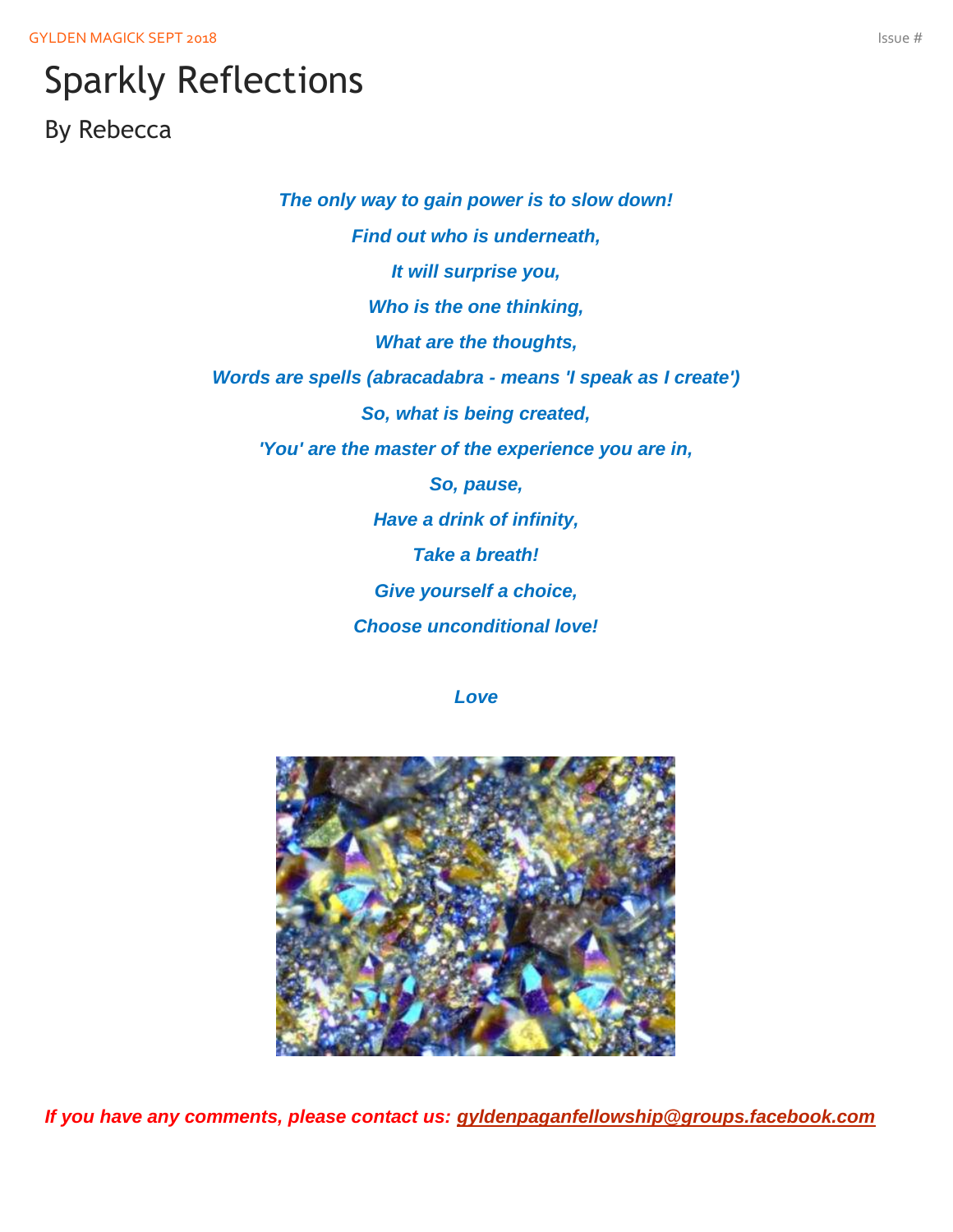# Sparkly Reflections

By Rebecca

***The only way to gain power is to slow down!***

***Find out who is underneath,***

***It will surprise you,***

***Who is the one thinking,***

***What are the thoughts,***

***Words are spells (abracadabra - means 'I speak as I create')***

***So, what is being created,***

***'You' are the master of the experience you are in,***

***So, pause,***

***Have a drink of infinity,***

***Take a breath!***

***Give yourself a choice,***

***Choose unconditional love!***

***Love***

***If you have any comments, please contact us: gyldenpaganfellowship@groups.facebook.com***